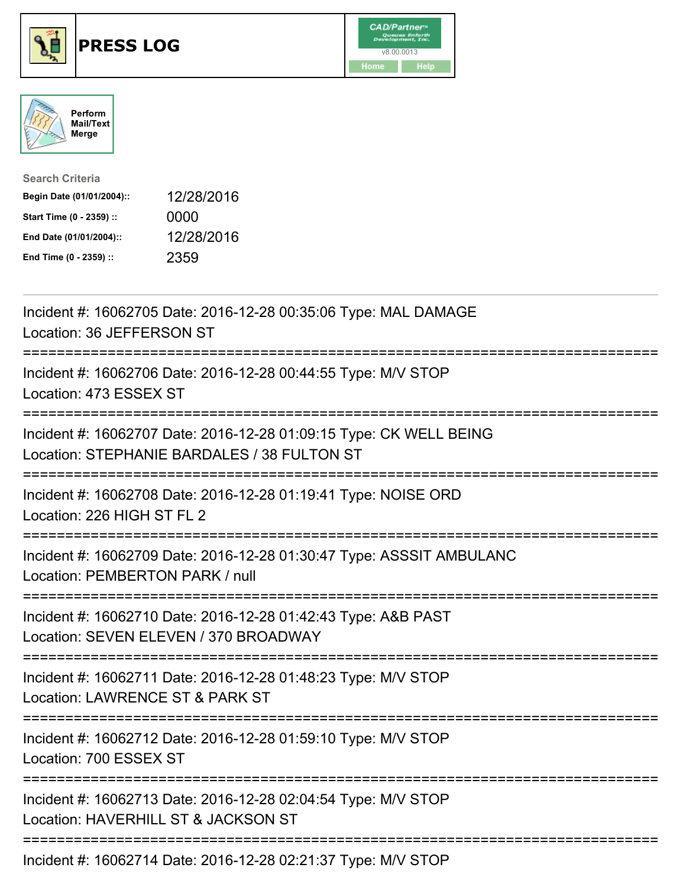# PRESS LOG

CAD/Partner v8.00.0013

Home | Help

Perform Mail/Text Merge

**Search Criteria**

| | |
|---|---|
| **Begin Date (01/01/2004)::** | 12/28/2016 |
| **Start Time (0 - 2359) ::** | 0000 |
| **End Date (01/01/2004)::** | 12/28/2016 |
| **End Time (0 - 2359) ::** | 2359 |

---

Incident #: 16062705 Date: 2016-12-28 00:35:06 Type: MAL DAMAGE
Location: 36 JEFFERSON ST

===========================================================================

Incident #: 16062706 Date: 2016-12-28 00:44:55 Type: M/V STOP
Location: 473 ESSEX ST

===========================================================================

Incident #: 16062707 Date: 2016-12-28 01:09:15 Type: CK WELL BEING
Location: STEPHANIE BARDALES / 38 FULTON ST

===========================================================================

Incident #: 16062708 Date: 2016-12-28 01:19:41 Type: NOISE ORD
Location: 226 HIGH ST FL 2

===========================================================================

Incident #: 16062709 Date: 2016-12-28 01:30:47 Type: ASSSIT AMBULANC
Location: PEMBERTON PARK / null

===========================================================================

Incident #: 16062710 Date: 2016-12-28 01:42:43 Type: A&B PAST
Location: SEVEN ELEVEN / 370 BROADWAY

===========================================================================

Incident #: 16062711 Date: 2016-12-28 01:48:23 Type: M/V STOP
Location: LAWRENCE ST & PARK ST

===========================================================================

Incident #: 16062712 Date: 2016-12-28 01:59:10 Type: M/V STOP
Location: 700 ESSEX ST

===========================================================================

Incident #: 16062713 Date: 2016-12-28 02:04:54 Type: M/V STOP
Location: HAVERHILL ST & JACKSON ST

===========================================================================

Incident #: 16062714 Date: 2016-12-28 02:21:37 Type: M/V STOP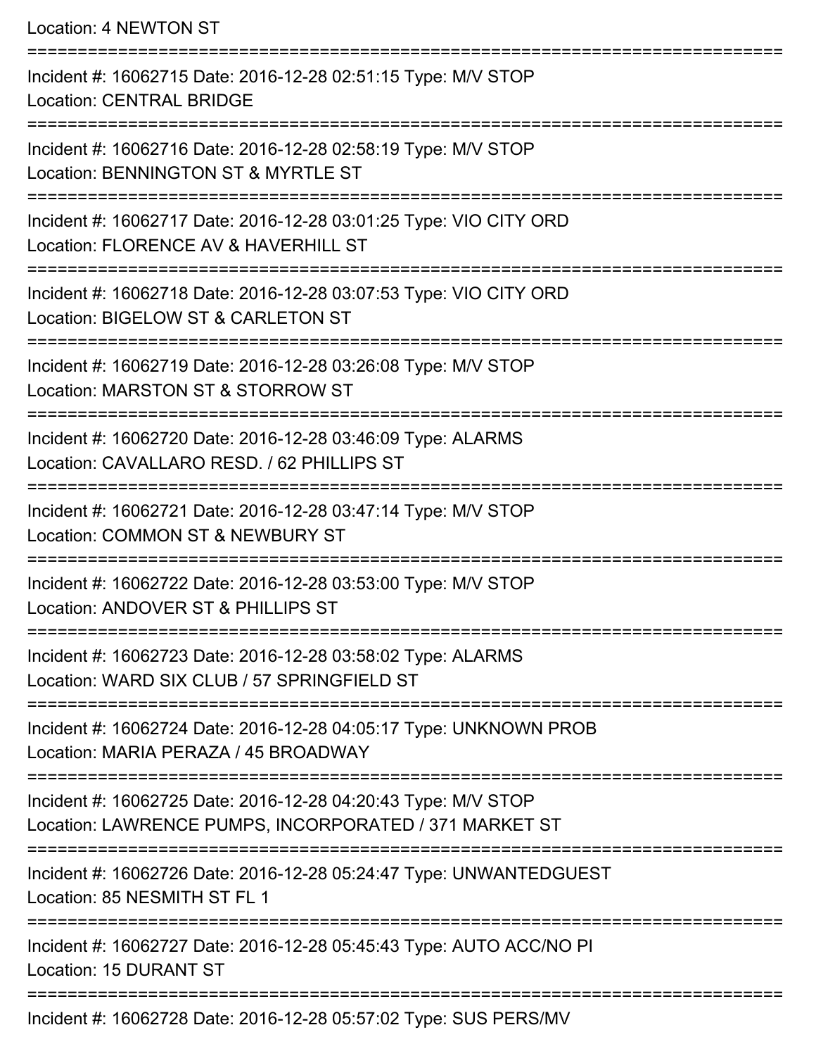Location: 4 NEWTON ST

===========================================================================

Incident #: 16062715 Date: 2016-12-28 02:51:15 Type: M/V STOP
Location: CENTRAL BRIDGE

===========================================================================

Incident #: 16062716 Date: 2016-12-28 02:58:19 Type: M/V STOP
Location: BENNINGTON ST & MYRTLE ST

===========================================================================

Incident #: 16062717 Date: 2016-12-28 03:01:25 Type: VIO CITY ORD
Location: FLORENCE AV & HAVERHILL ST

===========================================================================

Incident #: 16062718 Date: 2016-12-28 03:07:53 Type: VIO CITY ORD
Location: BIGELOW ST & CARLETON ST

===========================================================================

Incident #: 16062719 Date: 2016-12-28 03:26:08 Type: M/V STOP
Location: MARSTON ST & STORROW ST

===========================================================================

Incident #: 16062720 Date: 2016-12-28 03:46:09 Type: ALARMS
Location: CAVALLARO RESD. / 62 PHILLIPS ST

===========================================================================

Incident #: 16062721 Date: 2016-12-28 03:47:14 Type: M/V STOP
Location: COMMON ST & NEWBURY ST

===========================================================================

Incident #: 16062722 Date: 2016-12-28 03:53:00 Type: M/V STOP
Location: ANDOVER ST & PHILLIPS ST

===========================================================================

Incident #: 16062723 Date: 2016-12-28 03:58:02 Type: ALARMS
Location: WARD SIX CLUB / 57 SPRINGFIELD ST

===========================================================================

Incident #: 16062724 Date: 2016-12-28 04:05:17 Type: UNKNOWN PROB
Location: MARIA PERAZA / 45 BROADWAY

===========================================================================

Incident #: 16062725 Date: 2016-12-28 04:20:43 Type: M/V STOP
Location: LAWRENCE PUMPS, INCORPORATED / 371 MARKET ST

===========================================================================

Incident #: 16062726 Date: 2016-12-28 05:24:47 Type: UNWANTEDGUEST
Location: 85 NESMITH ST FL 1

===========================================================================

Incident #: 16062727 Date: 2016-12-28 05:45:43 Type: AUTO ACC/NO PI
Location: 15 DURANT ST

===========================================================================

Incident #: 16062728 Date: 2016-12-28 05:57:02 Type: SUS PERS/MV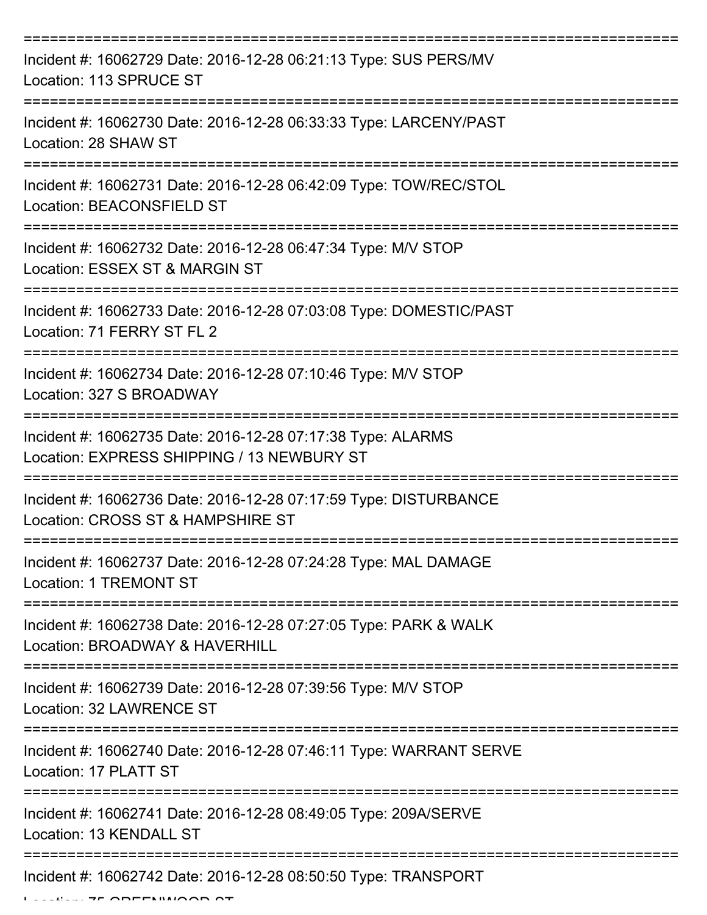===========================================================================

Incident #: 16062729 Date: 2016-12-28 06:21:13 Type: SUS PERS/MV
Location: 113 SPRUCE ST

===========================================================================

Incident #: 16062730 Date: 2016-12-28 06:33:33 Type: LARCENY/PAST
Location: 28 SHAW ST

===========================================================================

Incident #: 16062731 Date: 2016-12-28 06:42:09 Type: TOW/REC/STOL
Location: BEACONSFIELD ST

===========================================================================

Incident #: 16062732 Date: 2016-12-28 06:47:34 Type: M/V STOP
Location: ESSEX ST & MARGIN ST

===========================================================================

Incident #: 16062733 Date: 2016-12-28 07:03:08 Type: DOMESTIC/PAST
Location: 71 FERRY ST FL 2

===========================================================================

Incident #: 16062734 Date: 2016-12-28 07:10:46 Type: M/V STOP
Location: 327 S BROADWAY

===========================================================================

Incident #: 16062735 Date: 2016-12-28 07:17:38 Type: ALARMS
Location: EXPRESS SHIPPING / 13 NEWBURY ST

===========================================================================

Incident #: 16062736 Date: 2016-12-28 07:17:59 Type: DISTURBANCE
Location: CROSS ST & HAMPSHIRE ST

===========================================================================

Incident #: 16062737 Date: 2016-12-28 07:24:28 Type: MAL DAMAGE
Location: 1 TREMONT ST

===========================================================================

Incident #: 16062738 Date: 2016-12-28 07:27:05 Type: PARK & WALK
Location: BROADWAY & HAVERHILL

===========================================================================

Incident #: 16062739 Date: 2016-12-28 07:39:56 Type: M/V STOP
Location: 32 LAWRENCE ST

===========================================================================

Incident #: 16062740 Date: 2016-12-28 07:46:11 Type: WARRANT SERVE
Location: 17 PLATT ST

===========================================================================

Incident #: 16062741 Date: 2016-12-28 08:49:05 Type: 209A/SERVE
Location: 13 KENDALL ST

===========================================================================

Incident #: 16062742 Date: 2016-12-28 08:50:50 Type: TRANSPORT
Location: 75 GREENWOOD ST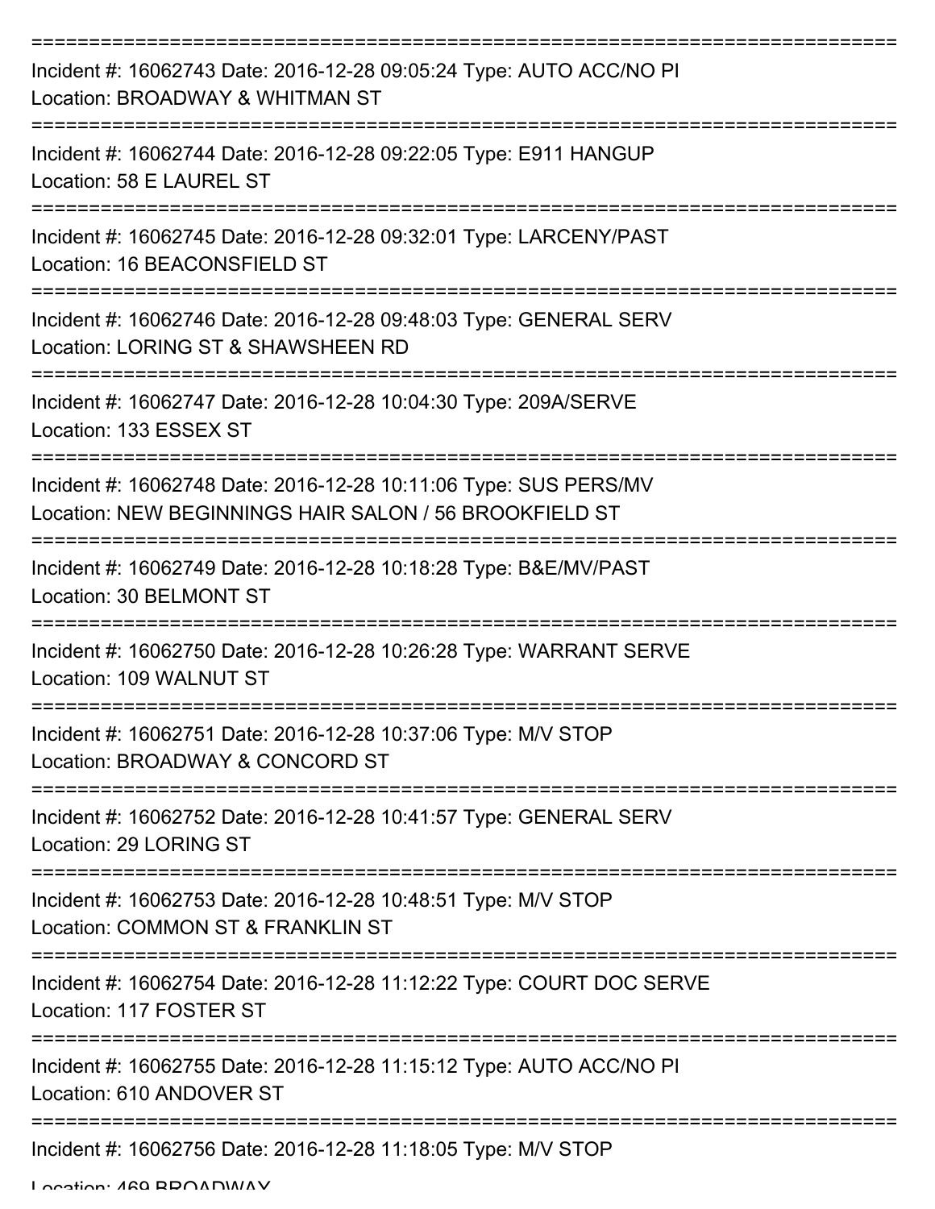===========================================================================

Incident #: 16062743 Date: 2016-12-28 09:05:24 Type: AUTO ACC/NO PI
Location: BROADWAY & WHITMAN ST

===========================================================================

Incident #: 16062744 Date: 2016-12-28 09:22:05 Type: E911 HANGUP
Location: 58 E LAUREL ST

===========================================================================

Incident #: 16062745 Date: 2016-12-28 09:32:01 Type: LARCENY/PAST
Location: 16 BEACONSFIELD ST

===========================================================================

Incident #: 16062746 Date: 2016-12-28 09:48:03 Type: GENERAL SERV
Location: LORING ST & SHAWSHEEN RD

===========================================================================

Incident #: 16062747 Date: 2016-12-28 10:04:30 Type: 209A/SERVE
Location: 133 ESSEX ST

===========================================================================

Incident #: 16062748 Date: 2016-12-28 10:11:06 Type: SUS PERS/MV
Location: NEW BEGINNINGS HAIR SALON / 56 BROOKFIELD ST

===========================================================================

Incident #: 16062749 Date: 2016-12-28 10:18:28 Type: B&E/MV/PAST
Location: 30 BELMONT ST

===========================================================================

Incident #: 16062750 Date: 2016-12-28 10:26:28 Type: WARRANT SERVE
Location: 109 WALNUT ST

===========================================================================

Incident #: 16062751 Date: 2016-12-28 10:37:06 Type: M/V STOP
Location: BROADWAY & CONCORD ST

===========================================================================

Incident #: 16062752 Date: 2016-12-28 10:41:57 Type: GENERAL SERV
Location: 29 LORING ST

===========================================================================

Incident #: 16062753 Date: 2016-12-28 10:48:51 Type: M/V STOP
Location: COMMON ST & FRANKLIN ST

===========================================================================

Incident #: 16062754 Date: 2016-12-28 11:12:22 Type: COURT DOC SERVE
Location: 117 FOSTER ST

===========================================================================

Incident #: 16062755 Date: 2016-12-28 11:15:12 Type: AUTO ACC/NO PI
Location: 610 ANDOVER ST

===========================================================================

Incident #: 16062756 Date: 2016-12-28 11:18:05 Type: M/V STOP
Location: 469 BROADWAY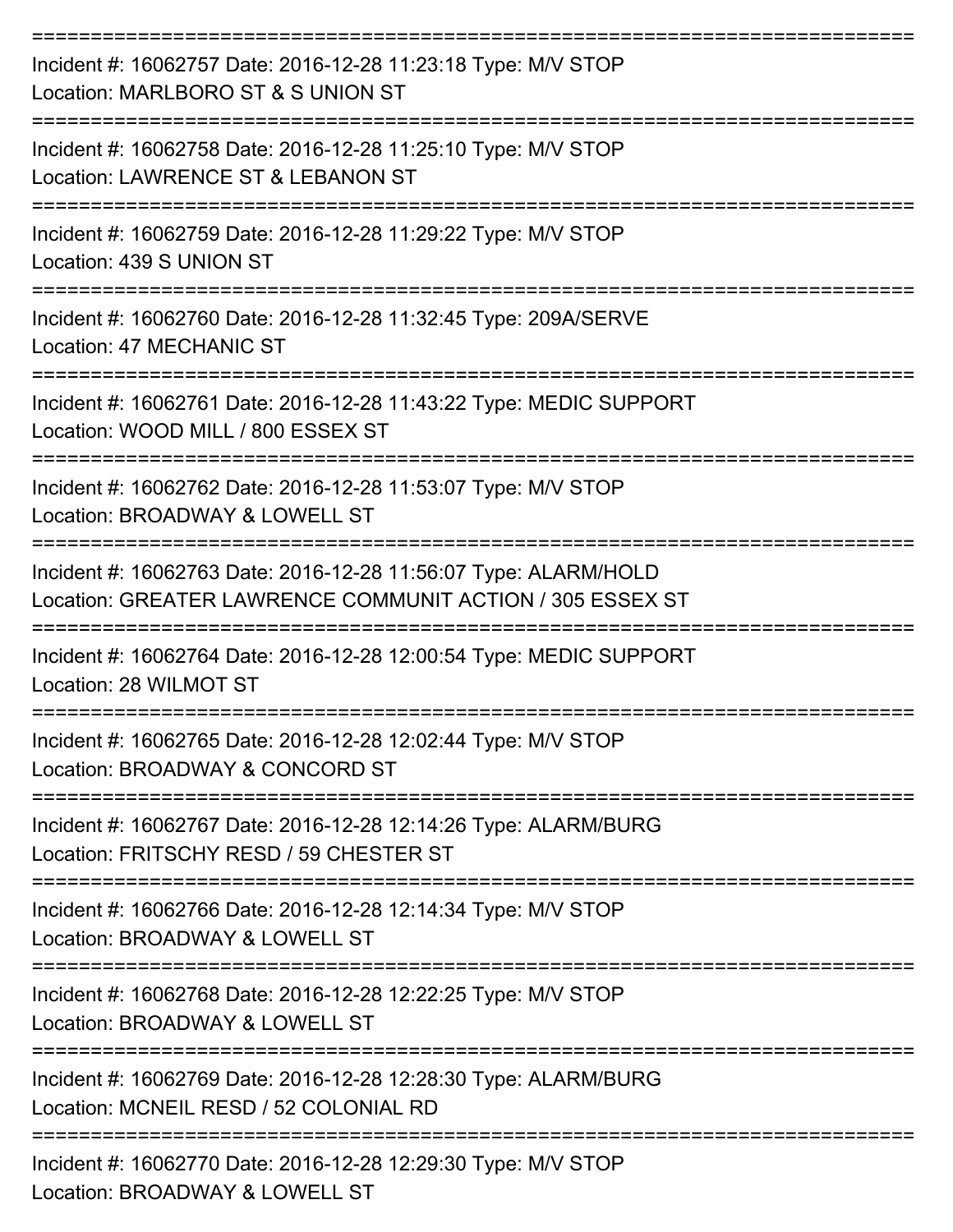===========================================================================

Incident #: 16062757 Date: 2016-12-28 11:23:18 Type: M/V STOP
Location: MARLBORO ST & S UNION ST

===========================================================================

Incident #: 16062758 Date: 2016-12-28 11:25:10 Type: M/V STOP
Location: LAWRENCE ST & LEBANON ST

===========================================================================

Incident #: 16062759 Date: 2016-12-28 11:29:22 Type: M/V STOP
Location: 439 S UNION ST

===========================================================================

Incident #: 16062760 Date: 2016-12-28 11:32:45 Type: 209A/SERVE
Location: 47 MECHANIC ST

===========================================================================

Incident #: 16062761 Date: 2016-12-28 11:43:22 Type: MEDIC SUPPORT
Location: WOOD MILL / 800 ESSEX ST

===========================================================================

Incident #: 16062762 Date: 2016-12-28 11:53:07 Type: M/V STOP
Location: BROADWAY & LOWELL ST

===========================================================================

Incident #: 16062763 Date: 2016-12-28 11:56:07 Type: ALARM/HOLD
Location: GREATER LAWRENCE COMMUNIT ACTION / 305 ESSEX ST

===========================================================================

Incident #: 16062764 Date: 2016-12-28 12:00:54 Type: MEDIC SUPPORT
Location: 28 WILMOT ST

===========================================================================

Incident #: 16062765 Date: 2016-12-28 12:02:44 Type: M/V STOP
Location: BROADWAY & CONCORD ST

===========================================================================

Incident #: 16062767 Date: 2016-12-28 12:14:26 Type: ALARM/BURG
Location: FRITSCHY RESD / 59 CHESTER ST

===========================================================================

Incident #: 16062766 Date: 2016-12-28 12:14:34 Type: M/V STOP
Location: BROADWAY & LOWELL ST

===========================================================================

Incident #: 16062768 Date: 2016-12-28 12:22:25 Type: M/V STOP
Location: BROADWAY & LOWELL ST

===========================================================================

Incident #: 16062769 Date: 2016-12-28 12:28:30 Type: ALARM/BURG
Location: MCNEIL RESD / 52 COLONIAL RD

===========================================================================

Incident #: 16062770 Date: 2016-12-28 12:29:30 Type: M/V STOP
Location: BROADWAY & LOWELL ST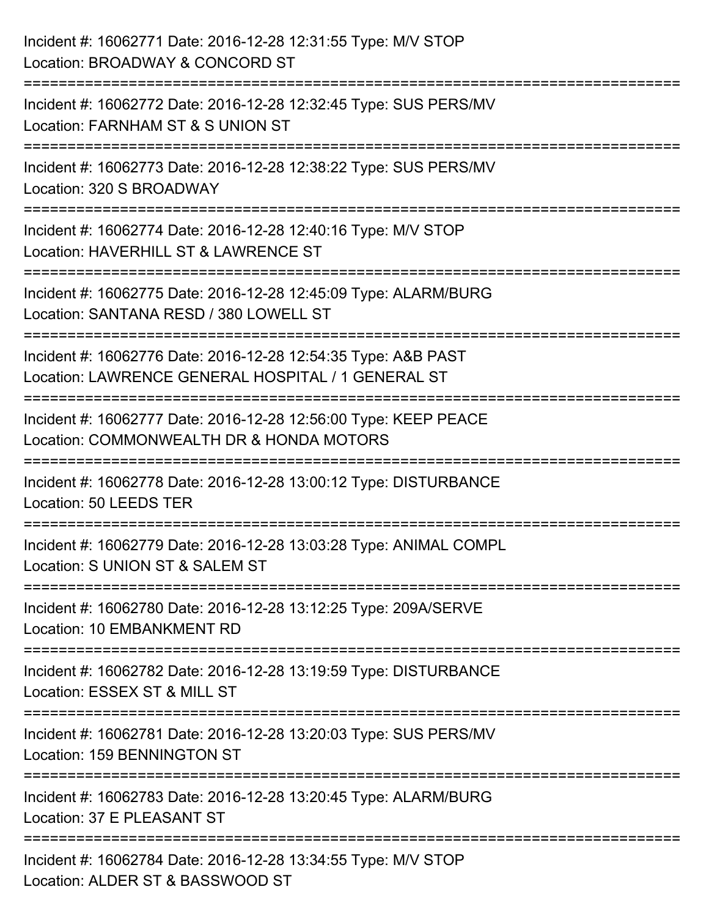Incident #: 16062771 Date: 2016-12-28 12:31:55 Type: M/V STOP
Location: BROADWAY & CONCORD ST

===========================================================================

Incident #: 16062772 Date: 2016-12-28 12:32:45 Type: SUS PERS/MV
Location: FARNHAM ST & S UNION ST

===========================================================================

Incident #: 16062773 Date: 2016-12-28 12:38:22 Type: SUS PERS/MV
Location: 320 S BROADWAY

===========================================================================

Incident #: 16062774 Date: 2016-12-28 12:40:16 Type: M/V STOP
Location: HAVERHILL ST & LAWRENCE ST

===========================================================================

Incident #: 16062775 Date: 2016-12-28 12:45:09 Type: ALARM/BURG
Location: SANTANA RESD / 380 LOWELL ST

===========================================================================

Incident #: 16062776 Date: 2016-12-28 12:54:35 Type: A&B PAST
Location: LAWRENCE GENERAL HOSPITAL / 1 GENERAL ST

===========================================================================

Incident #: 16062777 Date: 2016-12-28 12:56:00 Type: KEEP PEACE
Location: COMMONWEALTH DR & HONDA MOTORS

===========================================================================

Incident #: 16062778 Date: 2016-12-28 13:00:12 Type: DISTURBANCE
Location: 50 LEEDS TER

===========================================================================

Incident #: 16062779 Date: 2016-12-28 13:03:28 Type: ANIMAL COMPL
Location: S UNION ST & SALEM ST

===========================================================================

Incident #: 16062780 Date: 2016-12-28 13:12:25 Type: 209A/SERVE
Location: 10 EMBANKMENT RD

===========================================================================

Incident #: 16062782 Date: 2016-12-28 13:19:59 Type: DISTURBANCE
Location: ESSEX ST & MILL ST

===========================================================================

Incident #: 16062781 Date: 2016-12-28 13:20:03 Type: SUS PERS/MV
Location: 159 BENNINGTON ST

===========================================================================

Incident #: 16062783 Date: 2016-12-28 13:20:45 Type: ALARM/BURG
Location: 37 E PLEASANT ST

===========================================================================

Incident #: 16062784 Date: 2016-12-28 13:34:55 Type: M/V STOP
Location: ALDER ST & BASSWOOD ST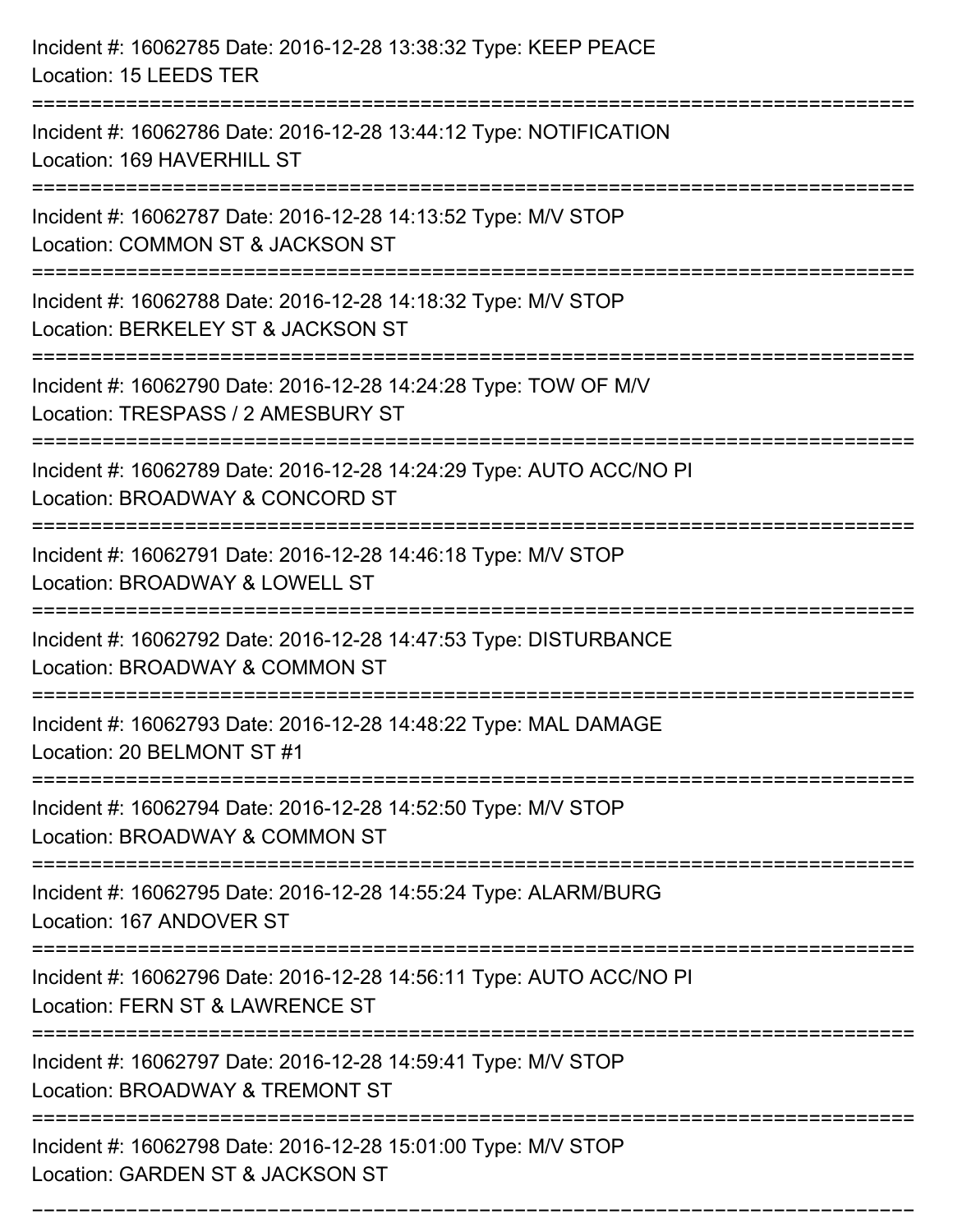Incident #: 16062785 Date: 2016-12-28 13:38:32 Type: KEEP PEACE
Location: 15 LEEDS TER

===========================================================================

Incident #: 16062786 Date: 2016-12-28 13:44:12 Type: NOTIFICATION
Location: 169 HAVERHILL ST

===========================================================================

Incident #: 16062787 Date: 2016-12-28 14:13:52 Type: M/V STOP
Location: COMMON ST & JACKSON ST

===========================================================================

Incident #: 16062788 Date: 2016-12-28 14:18:32 Type: M/V STOP
Location: BERKELEY ST & JACKSON ST

===========================================================================

Incident #: 16062790 Date: 2016-12-28 14:24:28 Type: TOW OF M/V
Location: TRESPASS / 2 AMESBURY ST

===========================================================================

Incident #: 16062789 Date: 2016-12-28 14:24:29 Type: AUTO ACC/NO PI
Location: BROADWAY & CONCORD ST

===========================================================================

Incident #: 16062791 Date: 2016-12-28 14:46:18 Type: M/V STOP
Location: BROADWAY & LOWELL ST

===========================================================================

Incident #: 16062792 Date: 2016-12-28 14:47:53 Type: DISTURBANCE
Location: BROADWAY & COMMON ST

===========================================================================

Incident #: 16062793 Date: 2016-12-28 14:48:22 Type: MAL DAMAGE
Location: 20 BELMONT ST #1

===========================================================================

Incident #: 16062794 Date: 2016-12-28 14:52:50 Type: M/V STOP
Location: BROADWAY & COMMON ST

===========================================================================

Incident #: 16062795 Date: 2016-12-28 14:55:24 Type: ALARM/BURG
Location: 167 ANDOVER ST

===========================================================================

Incident #: 16062796 Date: 2016-12-28 14:56:11 Type: AUTO ACC/NO PI
Location: FERN ST & LAWRENCE ST

===========================================================================

Incident #: 16062797 Date: 2016-12-28 14:59:41 Type: M/V STOP
Location: BROADWAY & TREMONT ST

===========================================================================

Incident #: 16062798 Date: 2016-12-28 15:01:00 Type: M/V STOP
Location: GARDEN ST & JACKSON ST

===========================================================================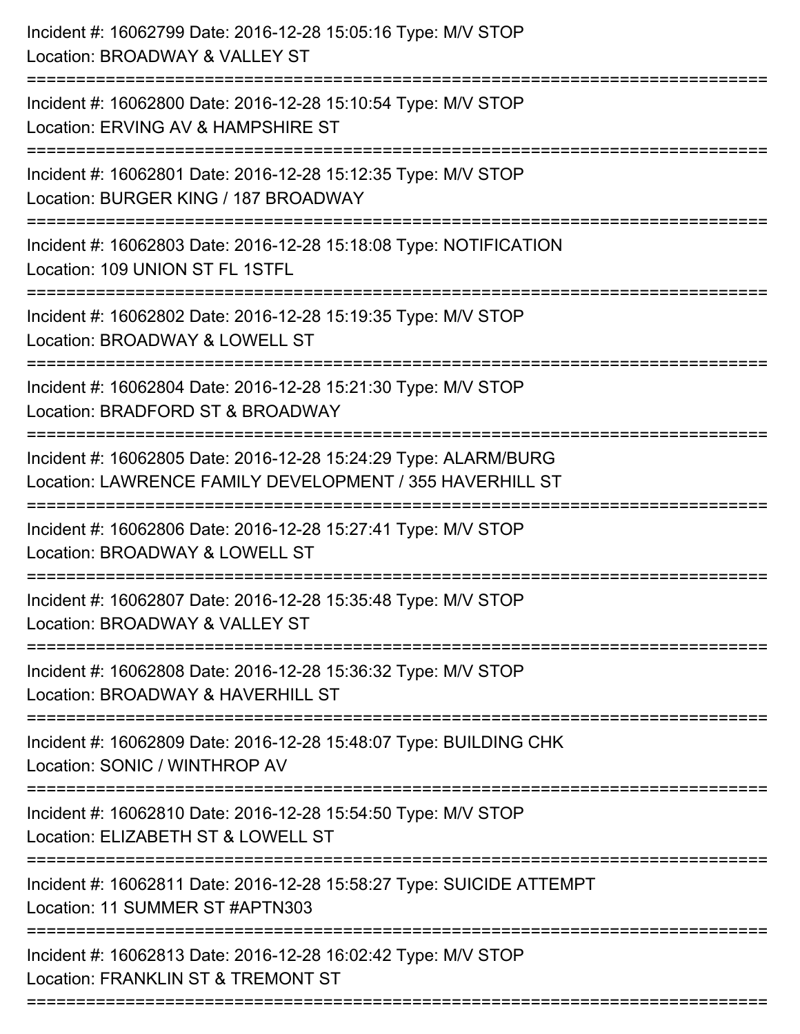Incident #: 16062799 Date: 2016-12-28 15:05:16 Type: M/V STOP
Location: BROADWAY & VALLEY ST

===========================================================================

Incident #: 16062800 Date: 2016-12-28 15:10:54 Type: M/V STOP
Location: ERVING AV & HAMPSHIRE ST

===========================================================================

Incident #: 16062801 Date: 2016-12-28 15:12:35 Type: M/V STOP
Location: BURGER KING / 187 BROADWAY

===========================================================================

Incident #: 16062803 Date: 2016-12-28 15:18:08 Type: NOTIFICATION
Location: 109 UNION ST FL 1STFL

===========================================================================

Incident #: 16062802 Date: 2016-12-28 15:19:35 Type: M/V STOP
Location: BROADWAY & LOWELL ST

===========================================================================

Incident #: 16062804 Date: 2016-12-28 15:21:30 Type: M/V STOP
Location: BRADFORD ST & BROADWAY

===========================================================================

Incident #: 16062805 Date: 2016-12-28 15:24:29 Type: ALARM/BURG
Location: LAWRENCE FAMILY DEVELOPMENT / 355 HAVERHILL ST

===========================================================================

Incident #: 16062806 Date: 2016-12-28 15:27:41 Type: M/V STOP
Location: BROADWAY & LOWELL ST

===========================================================================

Incident #: 16062807 Date: 2016-12-28 15:35:48 Type: M/V STOP
Location: BROADWAY & VALLEY ST

===========================================================================

Incident #: 16062808 Date: 2016-12-28 15:36:32 Type: M/V STOP
Location: BROADWAY & HAVERHILL ST

===========================================================================

Incident #: 16062809 Date: 2016-12-28 15:48:07 Type: BUILDING CHK
Location: SONIC / WINTHROP AV

===========================================================================

Incident #: 16062810 Date: 2016-12-28 15:54:50 Type: M/V STOP
Location: ELIZABETH ST & LOWELL ST

===========================================================================

Incident #: 16062811 Date: 2016-12-28 15:58:27 Type: SUICIDE ATTEMPT
Location: 11 SUMMER ST #APTN303

===========================================================================

Incident #: 16062813 Date: 2016-12-28 16:02:42 Type: M/V STOP
Location: FRANKLIN ST & TREMONT ST

===========================================================================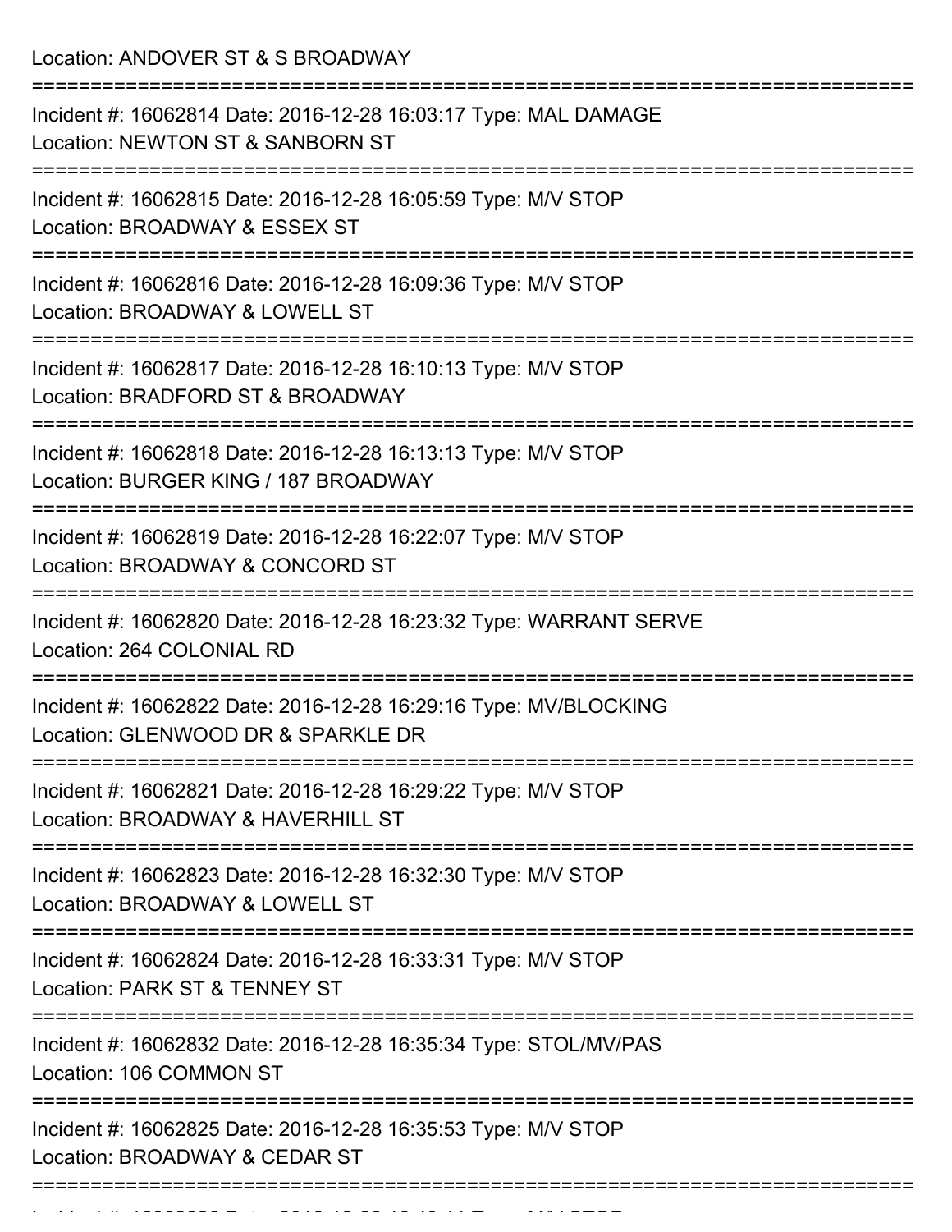Location: ANDOVER ST & S BROADWAY

===========================================================================

Incident #: 16062814 Date: 2016-12-28 16:03:17 Type: MAL DAMAGE
Location: NEWTON ST & SANBORN ST

===========================================================================

Incident #: 16062815 Date: 2016-12-28 16:05:59 Type: M/V STOP
Location: BROADWAY & ESSEX ST

===========================================================================

Incident #: 16062816 Date: 2016-12-28 16:09:36 Type: M/V STOP
Location: BROADWAY & LOWELL ST

===========================================================================

Incident #: 16062817 Date: 2016-12-28 16:10:13 Type: M/V STOP
Location: BRADFORD ST & BROADWAY

===========================================================================

Incident #: 16062818 Date: 2016-12-28 16:13:13 Type: M/V STOP
Location: BURGER KING / 187 BROADWAY

===========================================================================

Incident #: 16062819 Date: 2016-12-28 16:22:07 Type: M/V STOP
Location: BROADWAY & CONCORD ST

===========================================================================

Incident #: 16062820 Date: 2016-12-28 16:23:32 Type: WARRANT SERVE
Location: 264 COLONIAL RD

===========================================================================

Incident #: 16062822 Date: 2016-12-28 16:29:16 Type: MV/BLOCKING
Location: GLENWOOD DR & SPARKLE DR

===========================================================================

Incident #: 16062821 Date: 2016-12-28 16:29:22 Type: M/V STOP
Location: BROADWAY & HAVERHILL ST

===========================================================================

Incident #: 16062823 Date: 2016-12-28 16:32:30 Type: M/V STOP
Location: BROADWAY & LOWELL ST

===========================================================================

Incident #: 16062824 Date: 2016-12-28 16:33:31 Type: M/V STOP
Location: PARK ST & TENNEY ST

===========================================================================

Incident #: 16062832 Date: 2016-12-28 16:35:34 Type: STOL/MV/PAS
Location: 106 COMMON ST

===========================================================================

Incident #: 16062825 Date: 2016-12-28 16:35:53 Type: M/V STOP
Location: BROADWAY & CEDAR ST

===========================================================================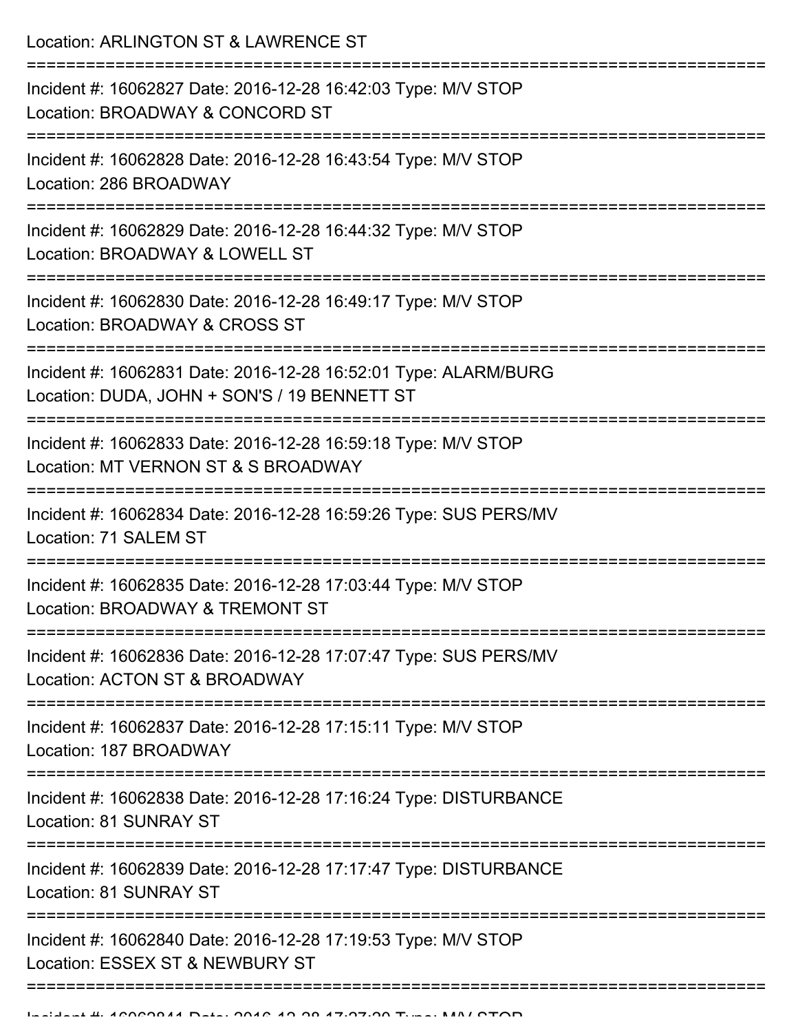Location: ARLINGTON ST & LAWRENCE ST

===========================================================================

Incident #: 16062827 Date: 2016-12-28 16:42:03 Type: M/V STOP
Location: BROADWAY & CONCORD ST

===========================================================================

Incident #: 16062828 Date: 2016-12-28 16:43:54 Type: M/V STOP
Location: 286 BROADWAY

===========================================================================

Incident #: 16062829 Date: 2016-12-28 16:44:32 Type: M/V STOP
Location: BROADWAY & LOWELL ST

===========================================================================

Incident #: 16062830 Date: 2016-12-28 16:49:17 Type: M/V STOP
Location: BROADWAY & CROSS ST

===========================================================================

Incident #: 16062831 Date: 2016-12-28 16:52:01 Type: ALARM/BURG
Location: DUDA, JOHN + SON'S / 19 BENNETT ST

===========================================================================

Incident #: 16062833 Date: 2016-12-28 16:59:18 Type: M/V STOP
Location: MT VERNON ST & S BROADWAY

===========================================================================

Incident #: 16062834 Date: 2016-12-28 16:59:26 Type: SUS PERS/MV
Location: 71 SALEM ST

===========================================================================

Incident #: 16062835 Date: 2016-12-28 17:03:44 Type: M/V STOP
Location: BROADWAY & TREMONT ST

===========================================================================

Incident #: 16062836 Date: 2016-12-28 17:07:47 Type: SUS PERS/MV
Location: ACTON ST & BROADWAY

===========================================================================

Incident #: 16062837 Date: 2016-12-28 17:15:11 Type: M/V STOP
Location: 187 BROADWAY

===========================================================================

Incident #: 16062838 Date: 2016-12-28 17:16:24 Type: DISTURBANCE
Location: 81 SUNRAY ST

===========================================================================

Incident #: 16062839 Date: 2016-12-28 17:17:47 Type: DISTURBANCE
Location: 81 SUNRAY ST

===========================================================================

Incident #: 16062840 Date: 2016-12-28 17:19:53 Type: M/V STOP
Location: ESSEX ST & NEWBURY ST

===========================================================================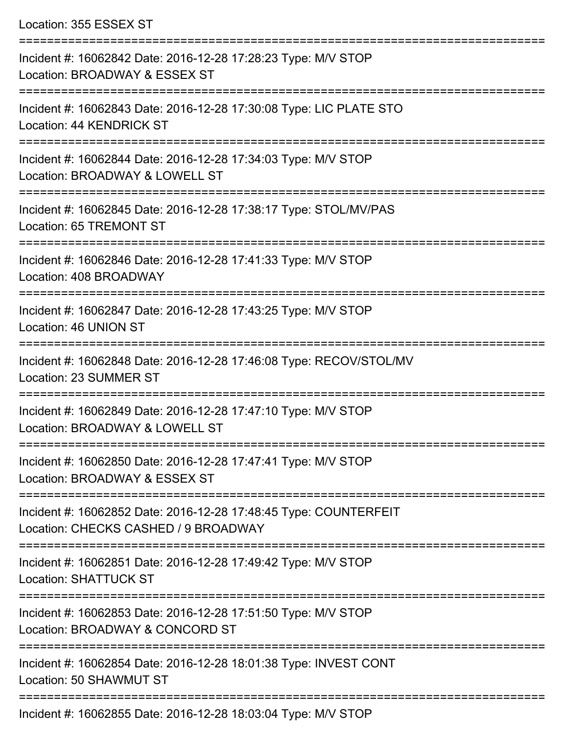Location: 355 ESSEX ST

===========================================================================

Incident #: 16062842 Date: 2016-12-28 17:28:23 Type: M/V STOP
Location: BROADWAY & ESSEX ST

===========================================================================

Incident #: 16062843 Date: 2016-12-28 17:30:08 Type: LIC PLATE STO
Location: 44 KENDRICK ST

===========================================================================

Incident #: 16062844 Date: 2016-12-28 17:34:03 Type: M/V STOP
Location: BROADWAY & LOWELL ST

===========================================================================

Incident #: 16062845 Date: 2016-12-28 17:38:17 Type: STOL/MV/PAS
Location: 65 TREMONT ST

===========================================================================

Incident #: 16062846 Date: 2016-12-28 17:41:33 Type: M/V STOP
Location: 408 BROADWAY

===========================================================================

Incident #: 16062847 Date: 2016-12-28 17:43:25 Type: M/V STOP
Location: 46 UNION ST

===========================================================================

Incident #: 16062848 Date: 2016-12-28 17:46:08 Type: RECOV/STOL/MV
Location: 23 SUMMER ST

===========================================================================

Incident #: 16062849 Date: 2016-12-28 17:47:10 Type: M/V STOP
Location: BROADWAY & LOWELL ST

===========================================================================

Incident #: 16062850 Date: 2016-12-28 17:47:41 Type: M/V STOP
Location: BROADWAY & ESSEX ST

===========================================================================

Incident #: 16062852 Date: 2016-12-28 17:48:45 Type: COUNTERFEIT
Location: CHECKS CASHED / 9 BROADWAY

===========================================================================

Incident #: 16062851 Date: 2016-12-28 17:49:42 Type: M/V STOP
Location: SHATTUCK ST

===========================================================================

Incident #: 16062853 Date: 2016-12-28 17:51:50 Type: M/V STOP
Location: BROADWAY & CONCORD ST

===========================================================================

Incident #: 16062854 Date: 2016-12-28 18:01:38 Type: INVEST CONT
Location: 50 SHAWMUT ST

===========================================================================

Incident #: 16062855 Date: 2016-12-28 18:03:04 Type: M/V STOP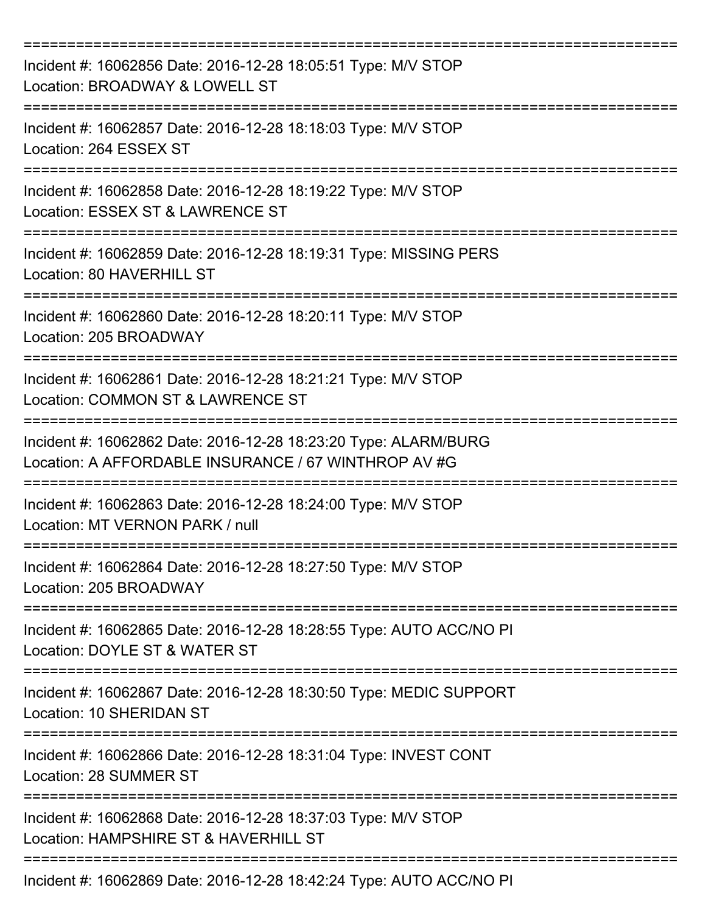===========================================================================

Incident #: 16062856 Date: 2016-12-28 18:05:51 Type: M/V STOP
Location: BROADWAY & LOWELL ST

===========================================================================

Incident #: 16062857 Date: 2016-12-28 18:18:03 Type: M/V STOP
Location: 264 ESSEX ST

===========================================================================

Incident #: 16062858 Date: 2016-12-28 18:19:22 Type: M/V STOP
Location: ESSEX ST & LAWRENCE ST

===========================================================================

Incident #: 16062859 Date: 2016-12-28 18:19:31 Type: MISSING PERS
Location: 80 HAVERHILL ST

===========================================================================

Incident #: 16062860 Date: 2016-12-28 18:20:11 Type: M/V STOP
Location: 205 BROADWAY

===========================================================================

Incident #: 16062861 Date: 2016-12-28 18:21:21 Type: M/V STOP
Location: COMMON ST & LAWRENCE ST

===========================================================================

Incident #: 16062862 Date: 2016-12-28 18:23:20 Type: ALARM/BURG
Location: A AFFORDABLE INSURANCE / 67 WINTHROP AV #G

===========================================================================

Incident #: 16062863 Date: 2016-12-28 18:24:00 Type: M/V STOP
Location: MT VERNON PARK / null

===========================================================================

Incident #: 16062864 Date: 2016-12-28 18:27:50 Type: M/V STOP
Location: 205 BROADWAY

===========================================================================

Incident #: 16062865 Date: 2016-12-28 18:28:55 Type: AUTO ACC/NO PI
Location: DOYLE ST & WATER ST

===========================================================================

Incident #: 16062867 Date: 2016-12-28 18:30:50 Type: MEDIC SUPPORT
Location: 10 SHERIDAN ST

===========================================================================

Incident #: 16062866 Date: 2016-12-28 18:31:04 Type: INVEST CONT
Location: 28 SUMMER ST

===========================================================================

Incident #: 16062868 Date: 2016-12-28 18:37:03 Type: M/V STOP
Location: HAMPSHIRE ST & HAVERHILL ST

===========================================================================

Incident #: 16062869 Date: 2016-12-28 18:42:24 Type: AUTO ACC/NO PI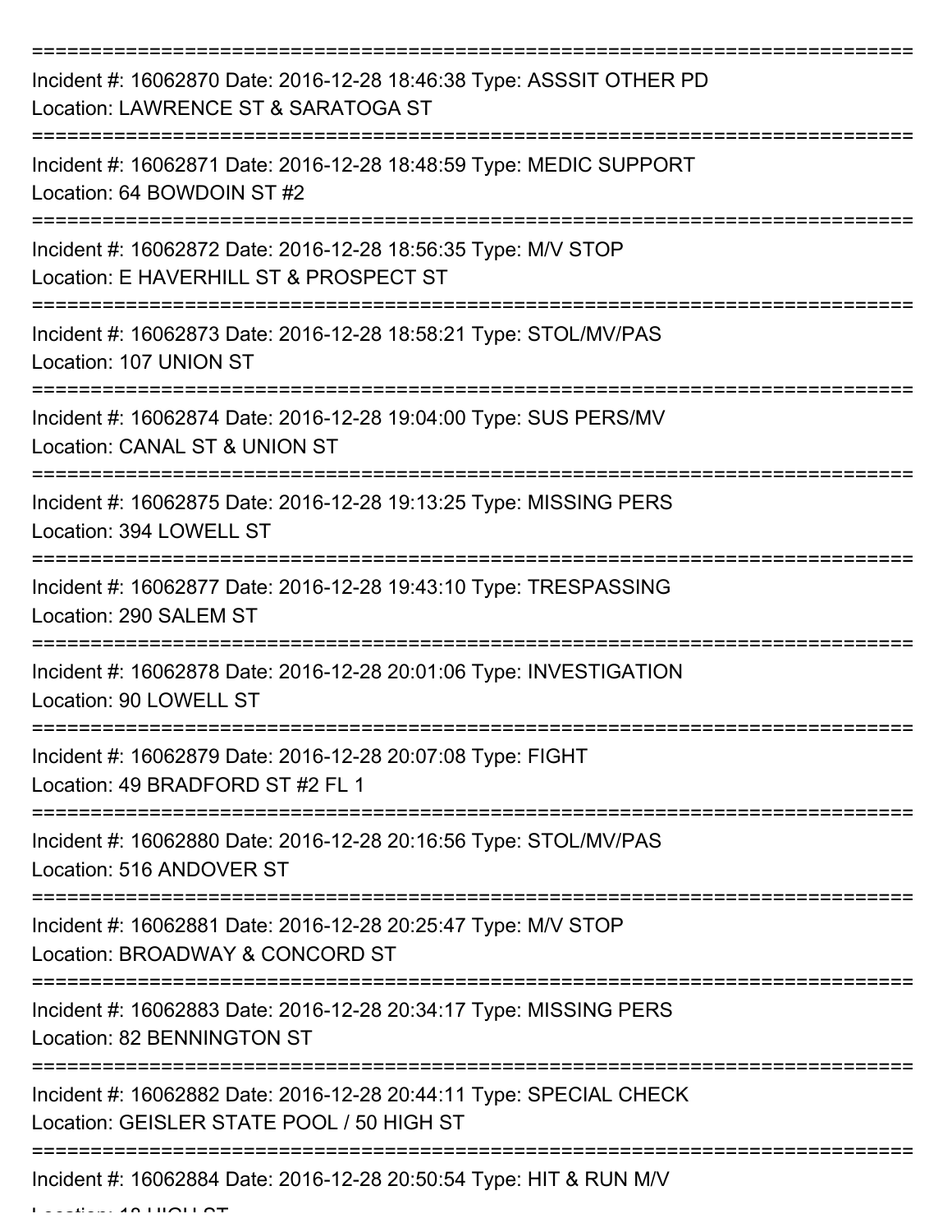===========================================================================

Incident #: 16062870 Date: 2016-12-28 18:46:38 Type: ASSSIT OTHER PD
Location: LAWRENCE ST & SARATOGA ST

===========================================================================

Incident #: 16062871 Date: 2016-12-28 18:48:59 Type: MEDIC SUPPORT
Location: 64 BOWDOIN ST #2

===========================================================================

Incident #: 16062872 Date: 2016-12-28 18:56:35 Type: M/V STOP
Location: E HAVERHILL ST & PROSPECT ST

===========================================================================

Incident #: 16062873 Date: 2016-12-28 18:58:21 Type: STOL/MV/PAS
Location: 107 UNION ST

===========================================================================

Incident #: 16062874 Date: 2016-12-28 19:04:00 Type: SUS PERS/MV
Location: CANAL ST & UNION ST

===========================================================================

Incident #: 16062875 Date: 2016-12-28 19:13:25 Type: MISSING PERS
Location: 394 LOWELL ST

===========================================================================

Incident #: 16062877 Date: 2016-12-28 19:43:10 Type: TRESPASSING
Location: 290 SALEM ST

===========================================================================

Incident #: 16062878 Date: 2016-12-28 20:01:06 Type: INVESTIGATION
Location: 90 LOWELL ST

===========================================================================

Incident #: 16062879 Date: 2016-12-28 20:07:08 Type: FIGHT
Location: 49 BRADFORD ST #2 FL 1

===========================================================================

Incident #: 16062880 Date: 2016-12-28 20:16:56 Type: STOL/MV/PAS
Location: 516 ANDOVER ST

===========================================================================

Incident #: 16062881 Date: 2016-12-28 20:25:47 Type: M/V STOP
Location: BROADWAY & CONCORD ST

===========================================================================

Incident #: 16062883 Date: 2016-12-28 20:34:17 Type: MISSING PERS
Location: 82 BENNINGTON ST

===========================================================================

Incident #: 16062882 Date: 2016-12-28 20:44:11 Type: SPECIAL CHECK
Location: GEISLER STATE POOL / 50 HIGH ST

===========================================================================

Incident #: 16062884 Date: 2016-12-28 20:50:54 Type: HIT & RUN M/V
Location: 18 HIGH ST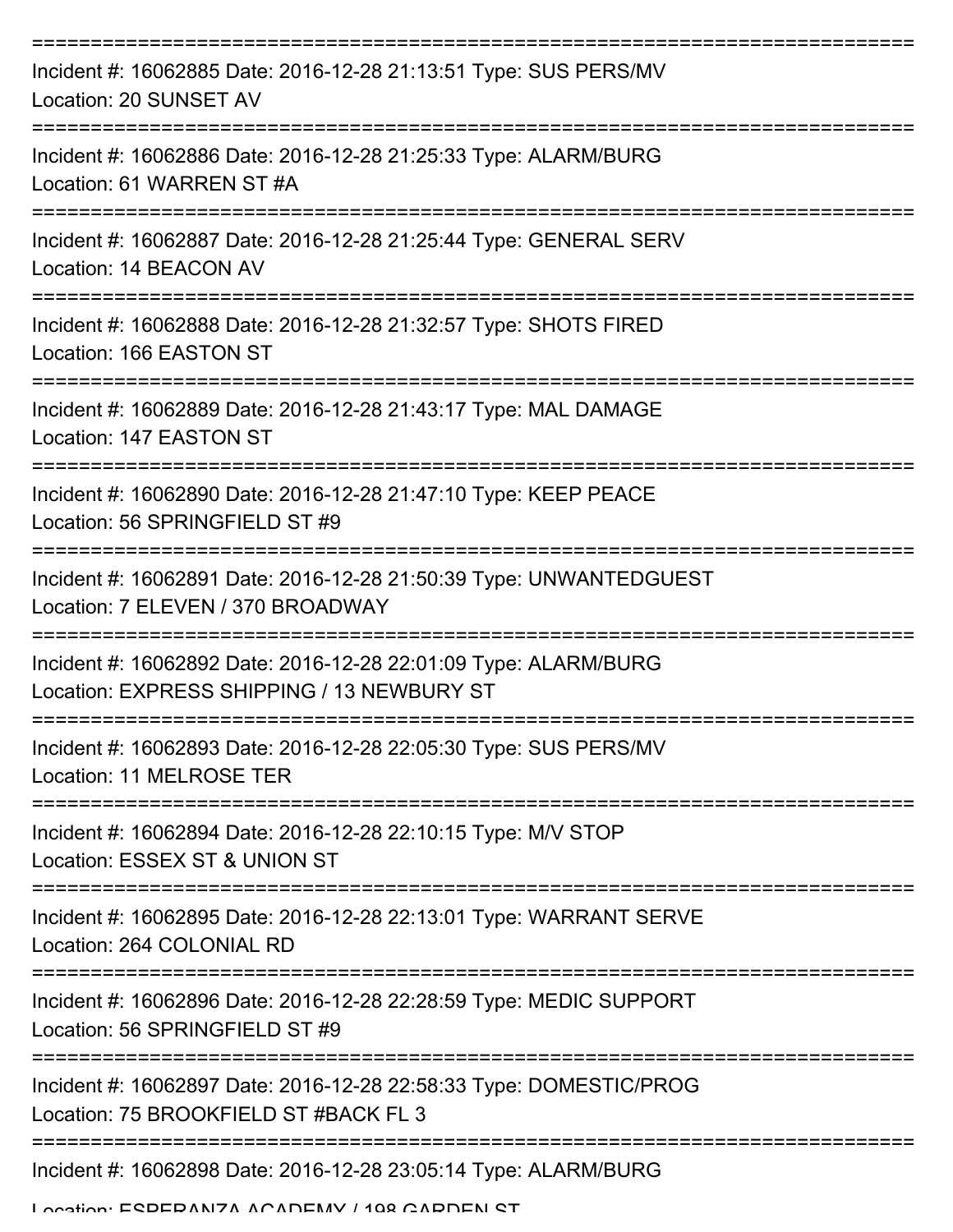===========================================================================

Incident #: 16062885 Date: 2016-12-28 21:13:51 Type: SUS PERS/MV
Location: 20 SUNSET AV

===========================================================================

Incident #: 16062886 Date: 2016-12-28 21:25:33 Type: ALARM/BURG
Location: 61 WARREN ST #A

===========================================================================

Incident #: 16062887 Date: 2016-12-28 21:25:44 Type: GENERAL SERV
Location: 14 BEACON AV

===========================================================================

Incident #: 16062888 Date: 2016-12-28 21:32:57 Type: SHOTS FIRED
Location: 166 EASTON ST

===========================================================================

Incident #: 16062889 Date: 2016-12-28 21:43:17 Type: MAL DAMAGE
Location: 147 EASTON ST

===========================================================================

Incident #: 16062890 Date: 2016-12-28 21:47:10 Type: KEEP PEACE
Location: 56 SPRINGFIELD ST #9

===========================================================================

Incident #: 16062891 Date: 2016-12-28 21:50:39 Type: UNWANTEDGUEST
Location: 7 ELEVEN / 370 BROADWAY

===========================================================================

Incident #: 16062892 Date: 2016-12-28 22:01:09 Type: ALARM/BURG
Location: EXPRESS SHIPPING / 13 NEWBURY ST

===========================================================================

Incident #: 16062893 Date: 2016-12-28 22:05:30 Type: SUS PERS/MV
Location: 11 MELROSE TER

===========================================================================

Incident #: 16062894 Date: 2016-12-28 22:10:15 Type: M/V STOP
Location: ESSEX ST & UNION ST

===========================================================================

Incident #: 16062895 Date: 2016-12-28 22:13:01 Type: WARRANT SERVE
Location: 264 COLONIAL RD

===========================================================================

Incident #: 16062896 Date: 2016-12-28 22:28:59 Type: MEDIC SUPPORT
Location: 56 SPRINGFIELD ST #9

===========================================================================

Incident #: 16062897 Date: 2016-12-28 22:58:33 Type: DOMESTIC/PROG
Location: 75 BROOKFIELD ST #BACK FL 3

===========================================================================

Incident #: 16062898 Date: 2016-12-28 23:05:14 Type: ALARM/BURG
Location: ESPERANZA ACADEMY / 198 GARDEN ST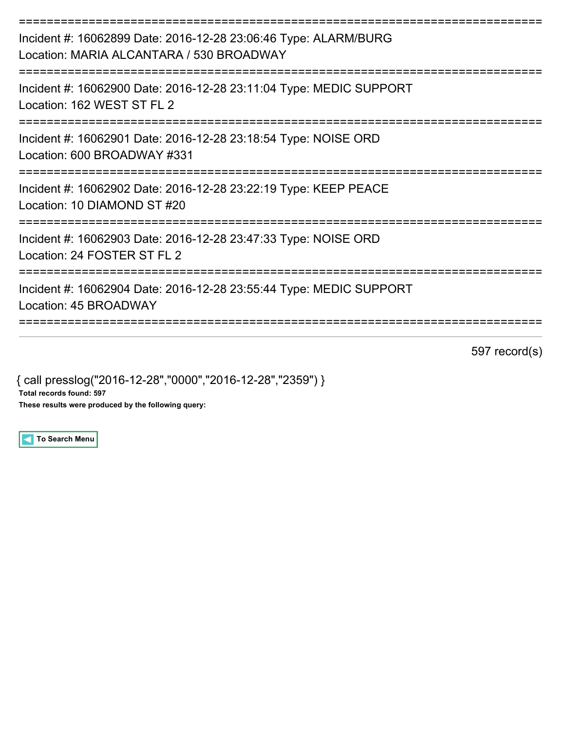===========================================================================
Incident #: 16062899 Date: 2016-12-28 23:06:46 Type: ALARM/BURG
Location: MARIA ALCANTARA / 530 BROADWAY
===========================================================================
Incident #: 16062900 Date: 2016-12-28 23:11:04 Type: MEDIC SUPPORT
Location: 162 WEST ST FL 2
===========================================================================
Incident #: 16062901 Date: 2016-12-28 23:18:54 Type: NOISE ORD
Location: 600 BROADWAY #331
===========================================================================
Incident #: 16062902 Date: 2016-12-28 23:22:19 Type: KEEP PEACE
Location: 10 DIAMOND ST #20
===========================================================================
Incident #: 16062903 Date: 2016-12-28 23:47:33 Type: NOISE ORD
Location: 24 FOSTER ST FL 2
===========================================================================
Incident #: 16062904 Date: 2016-12-28 23:55:44 Type: MEDIC SUPPORT
Location: 45 BROADWAY
===========================================================================

597 record(s)

{ call presslog("2016-12-28","0000","2016-12-28","2359") }

**Total records found: 597**

**These results were produced by the following query:**

To Search Menu